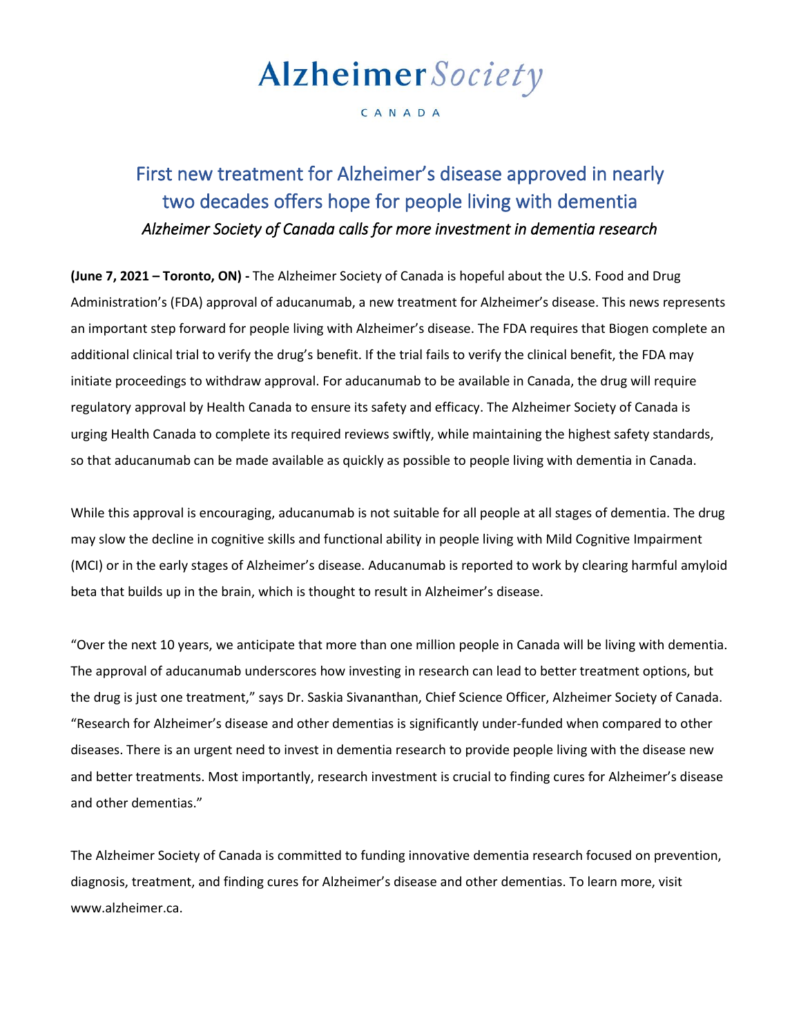# Alzheimer Society

CANADA

## First new treatment for Alzheimer's disease approved in nearly two decades offers hope for people living with dementia

*Alzheimer Society of Canada calls for more investment in dementia research*

**(June 7, 2021 – Toronto, ON) -** The Alzheimer Society of Canada is hopeful about the U.S. Food and Drug Administration's (FDA) approval of aducanumab, a new treatment for Alzheimer's disease. This news represents an important step forward for people living with Alzheimer's disease. The FDA requires that Biogen complete an additional clinical trial to verify the drug's benefit. If the trial fails to verify the clinical benefit, the FDA may initiate proceedings to withdraw approval. For aducanumab to be available in Canada, the drug will require regulatory approval by Health Canada to ensure its safety and efficacy. The Alzheimer Society of Canada is urging Health Canada to complete its required reviews swiftly, while maintaining the highest safety standards, so that aducanumab can be made available as quickly as possible to people living with dementia in Canada.

While this approval is encouraging, aducanumab is not suitable for all people at all stages of dementia. The drug may slow the decline in cognitive skills and functional ability in people living with Mild Cognitive Impairment (MCI) or in the early stages of Alzheimer's disease. Aducanumab is reported to work by clearing harmful amyloid beta that builds up in the brain, which is thought to result in Alzheimer's disease.

"Over the next 10 years, we anticipate that more than one million people in Canada will be living with dementia. The approval of aducanumab underscores how investing in research can lead to better treatment options, but the drug is just one treatment," says Dr. Saskia Sivananthan, Chief Science Officer, Alzheimer Society of Canada. "Research for Alzheimer's disease and other dementias is significantly under-funded when compared to other diseases. There is an urgent need to invest in dementia research to provide people living with the disease new and better treatments. Most importantly, research investment is crucial to finding cures for Alzheimer's disease and other dementias."

The Alzheimer Society of Canada is committed to funding innovative dementia research focused on prevention, diagnosis, treatment, and finding cures for Alzheimer's disease and other dementias. To learn more, visit www.alzheimer.ca.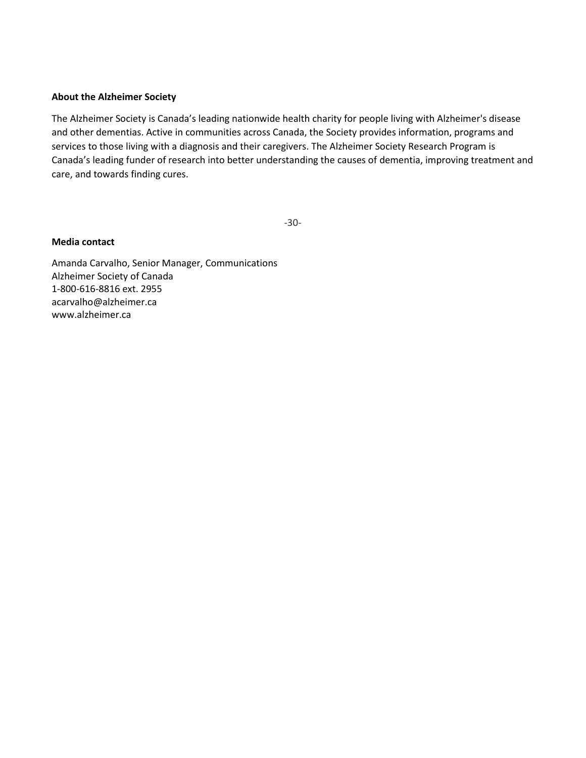**About the Alzheimer Society**

The Alzheimer Society is Canada's leading nationwide health charity for people living with Alzheimer's disease and other dementias. Active in communities across Canada, the Society provides information, programs and services to those living with a diagnosis and their caregivers. The Alzheimer Society Research Program is Canada's leading funder of research into better understanding the causes of dementia, improving treatment and care, and towards finding cures.

-30-

**Media contact**

Amanda Carvalho, Senior Manager, Communications
Alzheimer Society of Canada
1-800-616-8816 ext. 2955
acarvalho@alzheimer.ca
www.alzheimer.ca